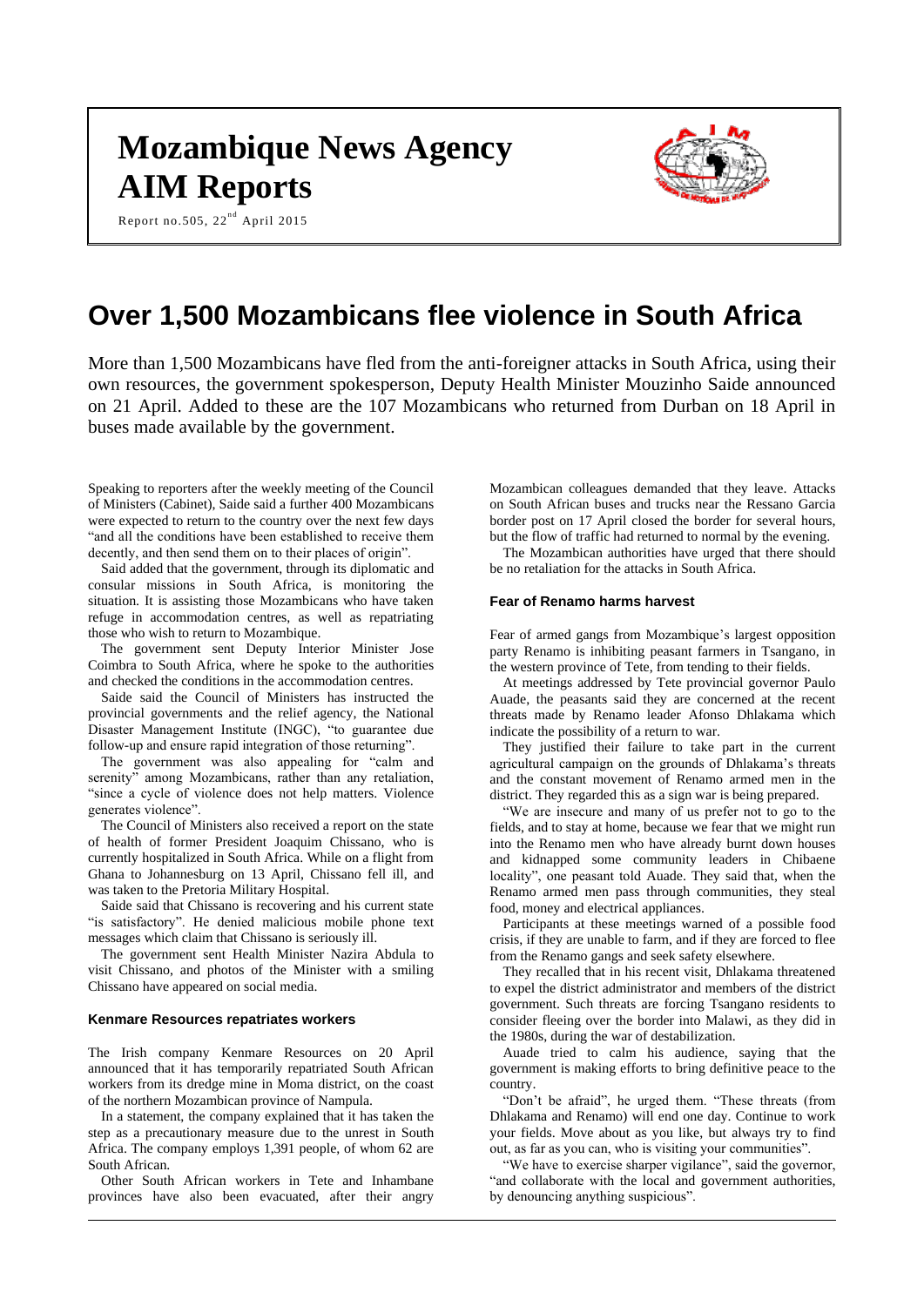# Mozambique News Agency AIM Reports

Report no.505, 22nd April 2015

# Over 1,500 Mozambicans flee violence in South Africa

More than 1,500 Mozambicans have fled from the anti-foreigner attacks in South Africa, using their own resources, the government spokesperson, Deputy Health Minister Mouzinho Saide announced on 21 April. Added to these are the 107 Mozambicans who returned from Durban on 18 April in buses made available by the government.

Speaking to reporters after the weekly meeting of the Council of Ministers (Cabinet), Saide said a further 400 Mozambicans were expected to return to the country over the next few days "and all the conditions have been established to receive them decently, and then send them on to their places of origin".

Said added that the government, through its diplomatic and consular missions in South Africa, is monitoring the situation. It is assisting those Mozambicans who have taken refuge in accommodation centres, as well as repatriating those who wish to return to Mozambique.

The government sent Deputy Interior Minister Jose Coimbra to South Africa, where he spoke to the authorities and checked the conditions in the accommodation centres.

Saide said the Council of Ministers has instructed the provincial governments and the relief agency, the National Disaster Management Institute (INGC), "to guarantee due follow-up and ensure rapid integration of those returning".

The government was also appealing for "calm and serenity" among Mozambicans, rather than any retaliation, "since a cycle of violence does not help matters. Violence generates violence".

The Council of Ministers also received a report on the state of health of former President Joaquim Chissano, who is currently hospitalized in South Africa. While on a flight from Ghana to Johannesburg on 13 April, Chissano fell ill, and was taken to the Pretoria Military Hospital.

Saide said that Chissano is recovering and his current state "is satisfactory". He denied malicious mobile phone text messages which claim that Chissano is seriously ill.

The government sent Health Minister Nazira Abdula to visit Chissano, and photos of the Minister with a smiling Chissano have appeared on social media.

### Kenmare Resources repatriates workers

The Irish company Kenmare Resources on 20 April announced that it has temporarily repatriated South African workers from its dredge mine in Moma district, on the coast of the northern Mozambican province of Nampula.

In a statement, the company explained that it has taken the step as a precautionary measure due to the unrest in South Africa. The company employs 1,391 people, of whom 62 are South African.

Other South African workers in Tete and Inhambane provinces have also been evacuated, after their angry Mozambican colleagues demanded that they leave. Attacks on South African buses and trucks near the Ressano Garcia border post on 17 April closed the border for several hours, but the flow of traffic had returned to normal by the evening.

The Mozambican authorities have urged that there should be no retaliation for the attacks in South Africa.

### Fear of Renamo harms harvest

Fear of armed gangs from Mozambique's largest opposition party Renamo is inhibiting peasant farmers in Tsangano, in the western province of Tete, from tending to their fields.

At meetings addressed by Tete provincial governor Paulo Auade, the peasants said they are concerned at the recent threats made by Renamo leader Afonso Dhlakama which indicate the possibility of a return to war.

They justified their failure to take part in the current agricultural campaign on the grounds of Dhlakama's threats and the constant movement of Renamo armed men in the district. They regarded this as a sign war is being prepared.

"We are insecure and many of us prefer not to go to the fields, and to stay at home, because we fear that we might run into the Renamo men who have already burnt down houses and kidnapped some community leaders in Chibaene locality", one peasant told Auade. They said that, when the Renamo armed men pass through communities, they steal food, money and electrical appliances.

Participants at these meetings warned of a possible food crisis, if they are unable to farm, and if they are forced to flee from the Renamo gangs and seek safety elsewhere.

They recalled that in his recent visit, Dhlakama threatened to expel the district administrator and members of the district government. Such threats are forcing Tsangano residents to consider fleeing over the border into Malawi, as they did in the 1980s, during the war of destabilization.

Auade tried to calm his audience, saying that the government is making efforts to bring definitive peace to the country.

"Don't be afraid", he urged them. "These threats (from Dhlakama and Renamo) will end one day. Continue to work your fields. Move about as you like, but always try to find out, as far as you can, who is visiting your communities".

"We have to exercise sharper vigilance", said the governor, "and collaborate with the local and government authorities, by denouncing anything suspicious".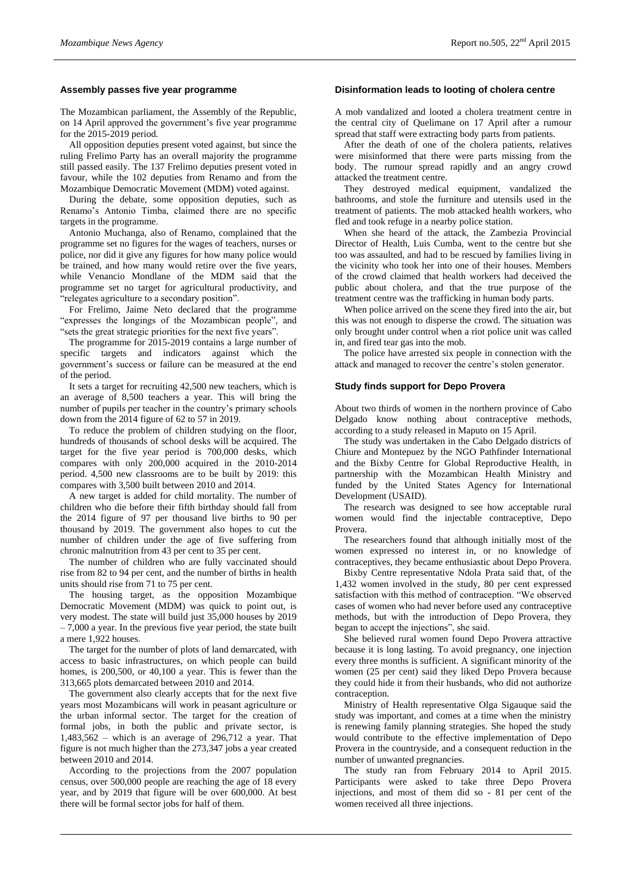## Assembly passes five year programme

The Mozambican parliament, the Assembly of the Republic, on 14 April approved the government's five year programme for the 2015-2019 period.

All opposition deputies present voted against, but since the ruling Frelimo Party has an overall majority the programme still passed easily. The 137 Frelimo deputies present voted in favour, while the 102 deputies from Renamo and from the Mozambique Democratic Movement (MDM) voted against.

During the debate, some opposition deputies, such as Renamo's Antonio Timba, claimed there are no specific targets in the programme.

Antonio Muchanga, also of Renamo, complained that the programme set no figures for the wages of teachers, nurses or police, nor did it give any figures for how many police would be trained, and how many would retire over the five years, while Venancio Mondlane of the MDM said that the programme set no target for agricultural productivity, and "relegates agriculture to a secondary position".

For Frelimo, Jaime Neto declared that the programme "expresses the longings of the Mozambican people", and "sets the great strategic priorities for the next five years".

The programme for 2015-2019 contains a large number of specific targets and indicators against which the government's success or failure can be measured at the end of the period.

It sets a target for recruiting 42,500 new teachers, which is an average of 8,500 teachers a year. This will bring the number of pupils per teacher in the country's primary schools down from the 2014 figure of 62 to 57 in 2019.

To reduce the problem of children studying on the floor, hundreds of thousands of school desks will be acquired. The target for the five year period is 700,000 desks, which compares with only 200,000 acquired in the 2010-2014 period. 4,500 new classrooms are to be built by 2019: this compares with 3,500 built between 2010 and 2014.

A new target is added for child mortality. The number of children who die before their fifth birthday should fall from the 2014 figure of 97 per thousand live births to 90 per thousand by 2019. The government also hopes to cut the number of children under the age of five suffering from chronic malnutrition from 43 per cent to 35 per cent.

The number of children who are fully vaccinated should rise from 82 to 94 per cent, and the number of births in health units should rise from 71 to 75 per cent.

The housing target, as the opposition Mozambique Democratic Movement (MDM) was quick to point out, is very modest. The state will build just 35,000 houses by 2019 – 7,000 a year. In the previous five year period, the state built a mere 1,922 houses.

The target for the number of plots of land demarcated, with access to basic infrastructures, on which people can build homes, is 200,500, or 40,100 a year. This is fewer than the 313,665 plots demarcated between 2010 and 2014.

The government also clearly accepts that for the next five years most Mozambicans will work in peasant agriculture or the urban informal sector. The target for the creation of formal jobs, in both the public and private sector, is 1,483,562 – which is an average of 296,712 a year. That figure is not much higher than the 273,347 jobs a year created between 2010 and 2014.

According to the projections from the 2007 population census, over 500,000 people are reaching the age of 18 every year, and by 2019 that figure will be over 600,000. At best there will be formal sector jobs for half of them.

## Disinformation leads to looting of cholera centre

A mob vandalized and looted a cholera treatment centre in the central city of Quelimane on 17 April after a rumour spread that staff were extracting body parts from patients.

After the death of one of the cholera patients, relatives were misinformed that there were parts missing from the body. The rumour spread rapidly and an angry crowd attacked the treatment centre.

They destroyed medical equipment, vandalized the bathrooms, and stole the furniture and utensils used in the treatment of patients. The mob attacked health workers, who fled and took refuge in a nearby police station.

When she heard of the attack, the Zambezia Provincial Director of Health, Luis Cumba, went to the centre but she too was assaulted, and had to be rescued by families living in the vicinity who took her into one of their houses. Members of the crowd claimed that health workers had deceived the public about cholera, and that the true purpose of the treatment centre was the trafficking in human body parts.

When police arrived on the scene they fired into the air, but this was not enough to disperse the crowd. The situation was only brought under control when a riot police unit was called in, and fired tear gas into the mob.

The police have arrested six people in connection with the attack and managed to recover the centre's stolen generator.

## Study finds support for Depo Provera

About two thirds of women in the northern province of Cabo Delgado know nothing about contraceptive methods, according to a study released in Maputo on 15 April.

The study was undertaken in the Cabo Delgado districts of Chiure and Montepuez by the NGO Pathfinder International and the Bixby Centre for Global Reproductive Health, in partnership with the Mozambican Health Ministry and funded by the United States Agency for International Development (USAID).

The research was designed to see how acceptable rural women would find the injectable contraceptive, Depo Provera.

The researchers found that although initially most of the women expressed no interest in, or no knowledge of contraceptives, they became enthusiastic about Depo Provera.

Bixby Centre representative Ndola Prata said that, of the 1,432 women involved in the study, 80 per cent expressed satisfaction with this method of contraception. "We observed cases of women who had never before used any contraceptive methods, but with the introduction of Depo Provera, they began to accept the injections", she said.

She believed rural women found Depo Provera attractive because it is long lasting. To avoid pregnancy, one injection every three months is sufficient. A significant minority of the women (25 per cent) said they liked Depo Provera because they could hide it from their husbands, who did not authorize contraception.

Ministry of Health representative Olga Sigauque said the study was important, and comes at a time when the ministry is renewing family planning strategies. She hoped the study would contribute to the effective implementation of Depo Provera in the countryside, and a consequent reduction in the number of unwanted pregnancies.

The study ran from February 2014 to April 2015. Participants were asked to take three Depo Provera injections, and most of them did so - 81 per cent of the women received all three injections.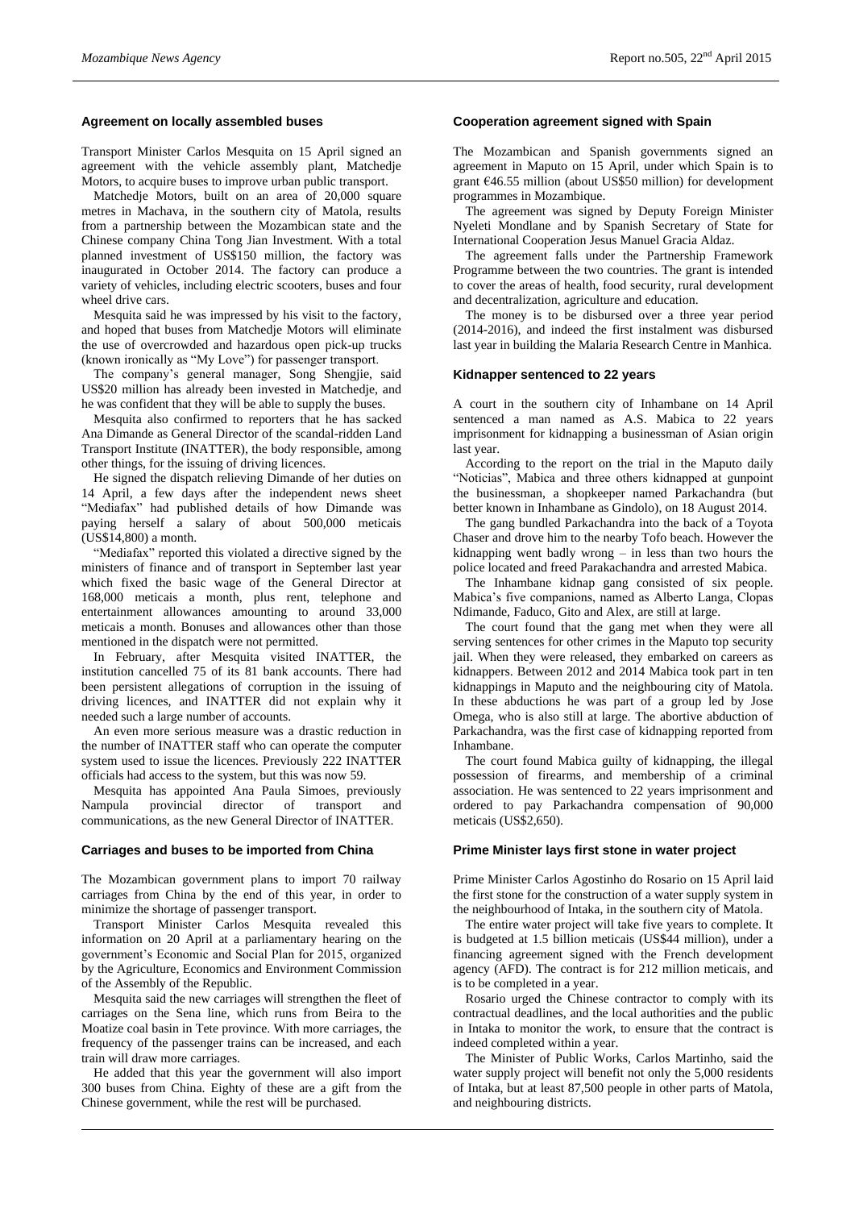## Agreement on locally assembled buses

Transport Minister Carlos Mesquita on 15 April signed an agreement with the vehicle assembly plant, Matchedje Motors, to acquire buses to improve urban public transport.

Matchedje Motors, built on an area of 20,000 square metres in Machava, in the southern city of Matola, results from a partnership between the Mozambican state and the Chinese company China Tong Jian Investment. With a total planned investment of US$150 million, the factory was inaugurated in October 2014. The factory can produce a variety of vehicles, including electric scooters, buses and four wheel drive cars.

Mesquita said he was impressed by his visit to the factory, and hoped that buses from Matchedje Motors will eliminate the use of overcrowded and hazardous open pick-up trucks (known ironically as "My Love") for passenger transport.

The company's general manager, Song Shengjie, said US$20 million has already been invested in Matchedje, and he was confident that they will be able to supply the buses.

Mesquita also confirmed to reporters that he has sacked Ana Dimande as General Director of the scandal-ridden Land Transport Institute (INATTER), the body responsible, among other things, for the issuing of driving licences.

He signed the dispatch relieving Dimande of her duties on 14 April, a few days after the independent news sheet "Mediafax" had published details of how Dimande was paying herself a salary of about 500,000 meticais (US$14,800) a month.

"Mediafax" reported this violated a directive signed by the ministers of finance and of transport in September last year which fixed the basic wage of the General Director at 168,000 meticais a month, plus rent, telephone and entertainment allowances amounting to around 33,000 meticais a month. Bonuses and allowances other than those mentioned in the dispatch were not permitted.

In February, after Mesquita visited INATTER, the institution cancelled 75 of its 81 bank accounts. There had been persistent allegations of corruption in the issuing of driving licences, and INATTER did not explain why it needed such a large number of accounts.

An even more serious measure was a drastic reduction in the number of INATTER staff who can operate the computer system used to issue the licences. Previously 222 INATTER officials had access to the system, but this was now 59.

Mesquita has appointed Ana Paula Simoes, previously Nampula provincial director of transport and communications, as the new General Director of INATTER.

## Carriages and buses to be imported from China

The Mozambican government plans to import 70 railway carriages from China by the end of this year, in order to minimize the shortage of passenger transport.

Transport Minister Carlos Mesquita revealed this information on 20 April at a parliamentary hearing on the government's Economic and Social Plan for 2015, organized by the Agriculture, Economics and Environment Commission of the Assembly of the Republic.

Mesquita said the new carriages will strengthen the fleet of carriages on the Sena line, which runs from Beira to the Moatize coal basin in Tete province. With more carriages, the frequency of the passenger trains can be increased, and each train will draw more carriages.

He added that this year the government will also import 300 buses from China. Eighty of these are a gift from the Chinese government, while the rest will be purchased.

## Cooperation agreement signed with Spain

The Mozambican and Spanish governments signed an agreement in Maputo on 15 April, under which Spain is to grant €46.55 million (about US$50 million) for development programmes in Mozambique.

The agreement was signed by Deputy Foreign Minister Nyeleti Mondlane and by Spanish Secretary of State for International Cooperation Jesus Manuel Gracia Aldaz.

The agreement falls under the Partnership Framework Programme between the two countries. The grant is intended to cover the areas of health, food security, rural development and decentralization, agriculture and education.

The money is to be disbursed over a three year period (2014-2016), and indeed the first instalment was disbursed last year in building the Malaria Research Centre in Manhica.

## Kidnapper sentenced to 22 years

A court in the southern city of Inhambane on 14 April sentenced a man named as A.S. Mabica to 22 years imprisonment for kidnapping a businessman of Asian origin last year.

According to the report on the trial in the Maputo daily "Noticias", Mabica and three others kidnapped at gunpoint the businessman, a shopkeeper named Parkachandra (but better known in Inhambane as Gindolo), on 18 August 2014.

The gang bundled Parkachandra into the back of a Toyota Chaser and drove him to the nearby Tofo beach. However the kidnapping went badly wrong – in less than two hours the police located and freed Parakachandra and arrested Mabica.

The Inhambane kidnap gang consisted of six people. Mabica's five companions, named as Alberto Langa, Clopas Ndimande, Faduco, Gito and Alex, are still at large.

The court found that the gang met when they were all serving sentences for other crimes in the Maputo top security jail. When they were released, they embarked on careers as kidnappers. Between 2012 and 2014 Mabica took part in ten kidnappings in Maputo and the neighbouring city of Matola. In these abductions he was part of a group led by Jose Omega, who is also still at large. The abortive abduction of Parkachandra, was the first case of kidnapping reported from Inhambane.

The court found Mabica guilty of kidnapping, the illegal possession of firearms, and membership of a criminal association. He was sentenced to 22 years imprisonment and ordered to pay Parkachandra compensation of 90,000 meticais (US$2,650).

## Prime Minister lays first stone in water project

Prime Minister Carlos Agostinho do Rosario on 15 April laid the first stone for the construction of a water supply system in the neighbourhood of Intaka, in the southern city of Matola.

The entire water project will take five years to complete. It is budgeted at 1.5 billion meticais (US$44 million), under a financing agreement signed with the French development agency (AFD). The contract is for 212 million meticais, and is to be completed in a year.

Rosario urged the Chinese contractor to comply with its contractual deadlines, and the local authorities and the public in Intaka to monitor the work, to ensure that the contract is indeed completed within a year.

The Minister of Public Works, Carlos Martinho, said the water supply project will benefit not only the 5,000 residents of Intaka, but at least 87,500 people in other parts of Matola, and neighbouring districts.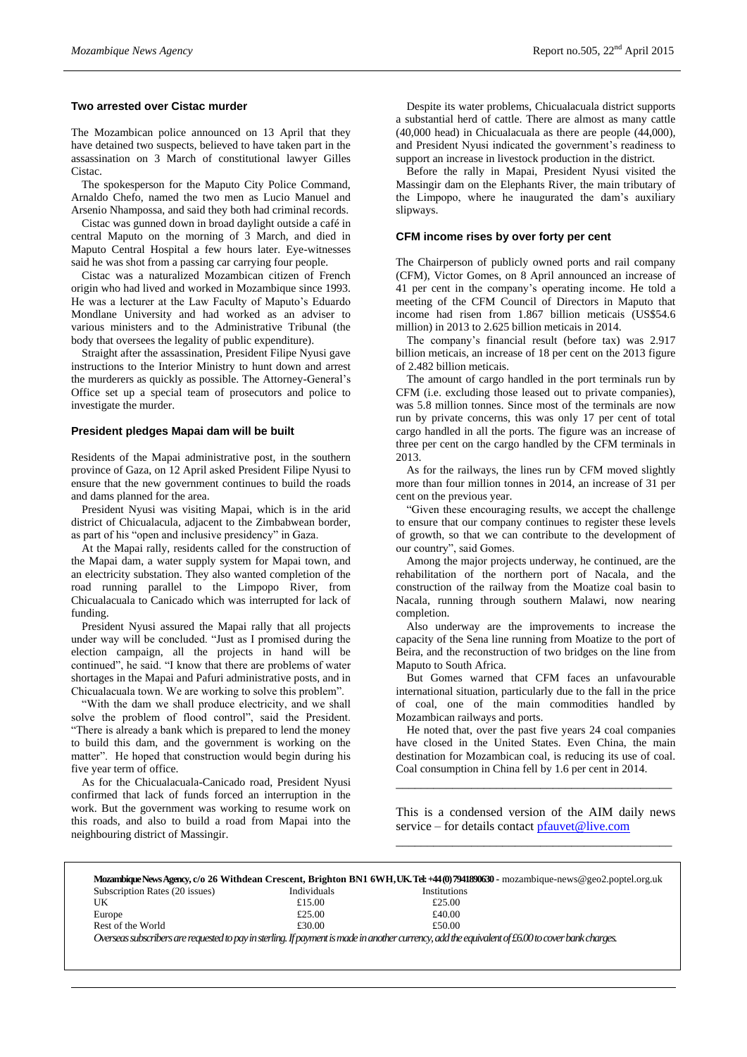### Two arrested over Cistac murder

The Mozambican police announced on 13 April that they have detained two suspects, believed to have taken part in the assassination on 3 March of constitutional lawyer Gilles Cistac.

The spokesperson for the Maputo City Police Command, Arnaldo Chefo, named the two men as Lucio Manuel and Arsenio Nhampossa, and said they both had criminal records.

Cistac was gunned down in broad daylight outside a café in central Maputo on the morning of 3 March, and died in Maputo Central Hospital a few hours later. Eye-witnesses said he was shot from a passing car carrying four people.

Cistac was a naturalized Mozambican citizen of French origin who had lived and worked in Mozambique since 1993. He was a lecturer at the Law Faculty of Maputo's Eduardo Mondlane University and had worked as an adviser to various ministers and to the Administrative Tribunal (the body that oversees the legality of public expenditure).

Straight after the assassination, President Filipe Nyusi gave instructions to the Interior Ministry to hunt down and arrest the murderers as quickly as possible. The Attorney-General's Office set up a special team of prosecutors and police to investigate the murder.

### President pledges Mapai dam will be built

Residents of the Mapai administrative post, in the southern province of Gaza, on 12 April asked President Filipe Nyusi to ensure that the new government continues to build the roads and dams planned for the area.

President Nyusi was visiting Mapai, which is in the arid district of Chicualacula, adjacent to the Zimbabwean border, as part of his "open and inclusive presidency" in Gaza.

At the Mapai rally, residents called for the construction of the Mapai dam, a water supply system for Mapai town, and an electricity substation. They also wanted completion of the road running parallel to the Limpopo River, from Chicualacuala to Canicado which was interrupted for lack of funding.

President Nyusi assured the Mapai rally that all projects under way will be concluded. "Just as I promised during the election campaign, all the projects in hand will be continued", he said. "I know that there are problems of water shortages in the Mapai and Pafuri administrative posts, and in Chicualacuala town. We are working to solve this problem".

"With the dam we shall produce electricity, and we shall solve the problem of flood control", said the President. "There is already a bank which is prepared to lend the money to build this dam, and the government is working on the matter". He hoped that construction would begin during his five year term of office.

As for the Chicualacuala-Canicado road, President Nyusi confirmed that lack of funds forced an interruption in the work. But the government was working to resume work on this roads, and also to build a road from Mapai into the neighbouring district of Massingir.

Despite its water problems, Chicualacuala district supports a substantial herd of cattle. There are almost as many cattle (40,000 head) in Chicualacuala as there are people (44,000), and President Nyusi indicated the government's readiness to support an increase in livestock production in the district.

Before the rally in Mapai, President Nyusi visited the Massingir dam on the Elephants River, the main tributary of the Limpopo, where he inaugurated the dam's auxiliary slipways.

### CFM income rises by over forty per cent

The Chairperson of publicly owned ports and rail company (CFM), Victor Gomes, on 8 April announced an increase of 41 per cent in the company's operating income. He told a meeting of the CFM Council of Directors in Maputo that income had risen from 1.867 billion meticais (US$54.6 million) in 2013 to 2.625 billion meticais in 2014.

The company's financial result (before tax) was 2.917 billion meticais, an increase of 18 per cent on the 2013 figure of 2.482 billion meticais.

The amount of cargo handled in the port terminals run by CFM (i.e. excluding those leased out to private companies), was 5.8 million tonnes. Since most of the terminals are now run by private concerns, this was only 17 per cent of total cargo handled in all the ports. The figure was an increase of three per cent on the cargo handled by the CFM terminals in 2013.

As for the railways, the lines run by CFM moved slightly more than four million tonnes in 2014, an increase of 31 per cent on the previous year.

"Given these encouraging results, we accept the challenge to ensure that our company continues to register these levels of growth, so that we can contribute to the development of our country", said Gomes.

Among the major projects underway, he continued, are the rehabilitation of the northern port of Nacala, and the construction of the railway from the Moatize coal basin to Nacala, running through southern Malawi, now nearing completion.

Also underway are the improvements to increase the capacity of the Sena line running from Moatize to the port of Beira, and the reconstruction of two bridges on the line from Maputo to South Africa.

But Gomes warned that CFM faces an unfavourable international situation, particularly due to the fall in the price of coal, one of the main commodities handled by Mozambican railways and ports.

He noted that, over the past five years 24 coal companies have closed in the United States. Even China, the main destination for Mozambican coal, is reducing its use of coal. Coal consumption in China fell by 1.6 per cent in 2014.

---

This is a condensed version of the AIM daily news service – for details contact pfauvet@live.com

---

**Mozambique News Agency, c/o 26 Withdean Crescent, Brighton BN1 6WH, UK. Tel: +44 (0) 7941890630 -** mozambique-news@geo2.poptel.org.uk

| Subscription Rates (20 issues) | Individuals | Institutions |
|---|---|---|
| UK | £15.00 | £25.00 |
| Europe | £25.00 | £40.00 |
| Rest of the World | £30.00 | £50.00 |

*Overseas subscribers are requested to pay in sterling. If payment is made in another currency, add the equivalent of £6.00 to cover bank charges.*